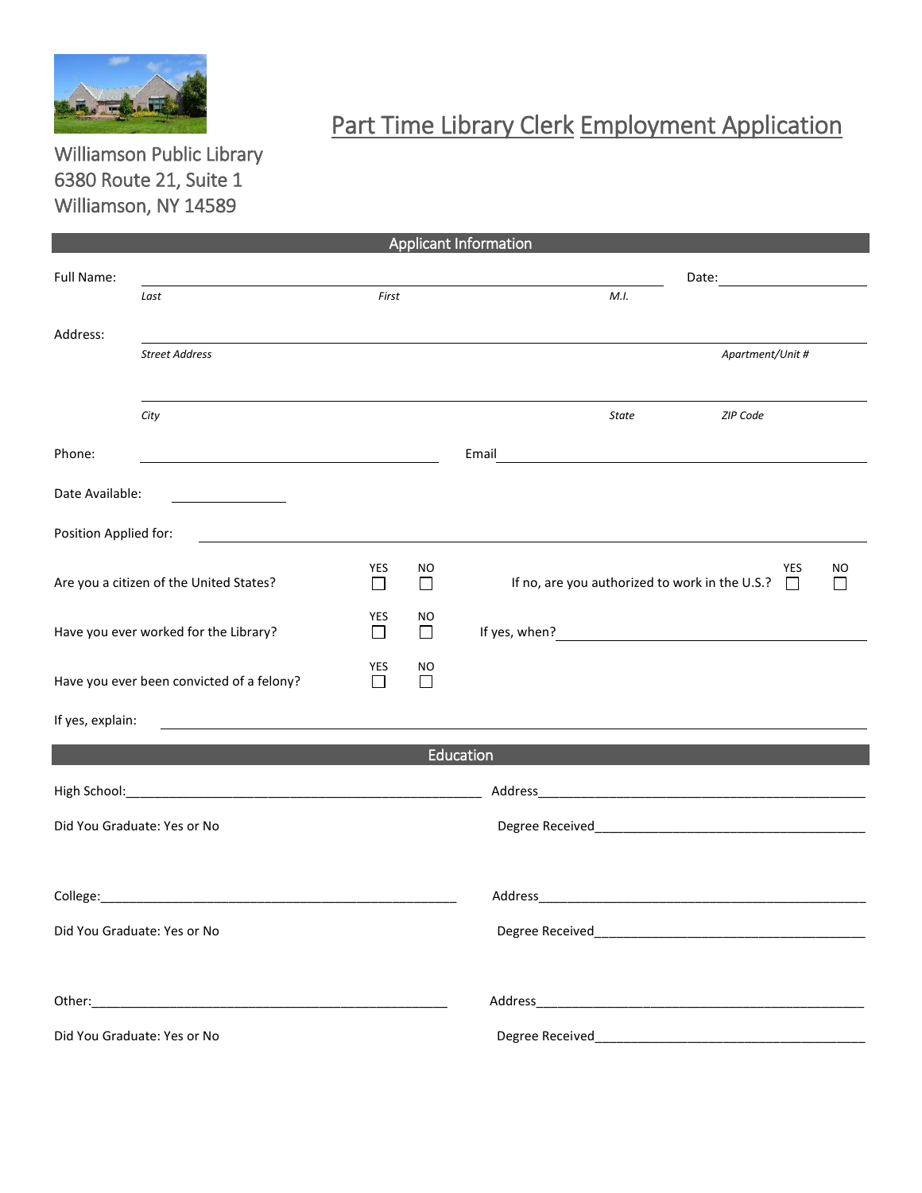# Part Time Library Clerk Employment Application

Williamson Public Library
6380 Route 21, Suite 1
Williamson, NY 14589

## Applicant Information

Full Name: ______________________________________________ Date: ____________

*Last* *First* *M.I.*

Address: ______________________________________________________________

*Street Address* *Apartment/Unit #*

______________________________________________________________

*City* *State* *ZIP Code*

Phone: ______________________ Email ______________________________

Date Available: ____________

Position Applied for: ______________________________________________

Are you a citizen of the United States? YES ☐ NO ☐ If no, are you authorized to work in the U.S.? YES ☐ NO ☐

Have you ever worked for the Library? YES ☐ NO ☐ If yes, when? ______________________

Have you ever been convicted of a felony? YES ☐ NO ☐

If yes, explain: ______________________________________________

## Education

High School:_______________________________________________ Address_______________________________________________

Did You Graduate: Yes or No Degree Received_____________________________________

College:_______________________________________________ Address_______________________________________________

Did You Graduate: Yes or No Degree Received_____________________________________

Other:_______________________________________________ Address_______________________________________________

Did You Graduate: Yes or No Degree Received_____________________________________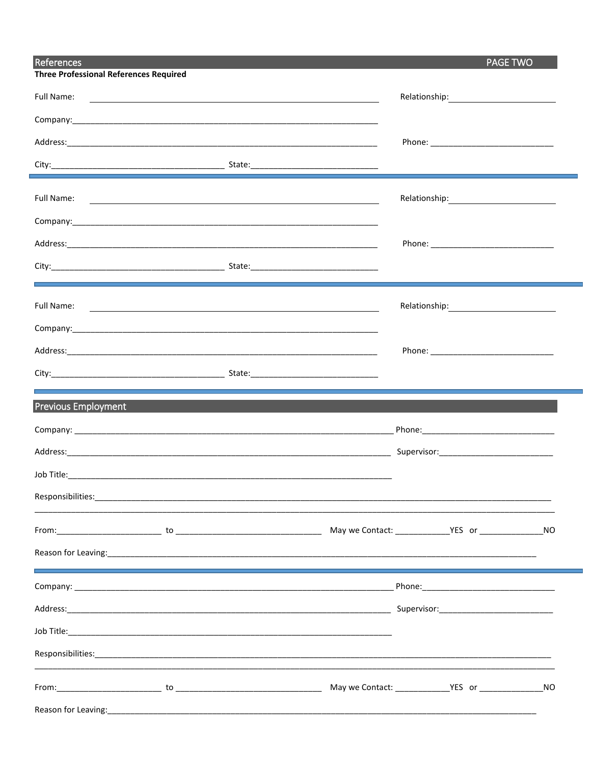## References

PAGE TWO

**Three Professional References Required**

Full Name: ____________________________________________ Relationship: ____________________

Company: ____________________________________________

Address: ____________________________________________ Phone: ____________________

City: ______________________ State: ______________________

---

Full Name: ____________________________________________ Relationship: ____________________

Company: ____________________________________________

Address: ____________________________________________ Phone: ____________________

City: ______________________ State: ______________________

---

Full Name: ____________________________________________ Relationship: ____________________

Company: ____________________________________________

Address: ____________________________________________ Phone: ____________________

City: ______________________ State: ______________________

---

## Previous Employment

Company: ____________________________________________ Phone: ____________________

Address: ____________________________________________ Supervisor: ____________________

Job Title: ____________________________________________

Responsibilities: ______________________________________________________________________

______________________________________________________________________

From: ______________ to ______________ May we Contact: __________YES or __________NO

Reason for Leaving: ______________________________________________________________________

---

Company: ____________________________________________ Phone: ____________________

Address: ____________________________________________ Supervisor: ____________________

Job Title: ____________________________________________

Responsibilities: ______________________________________________________________________

______________________________________________________________________

From: ______________ to ______________ May we Contact: __________YES or __________NO

Reason for Leaving: ______________________________________________________________________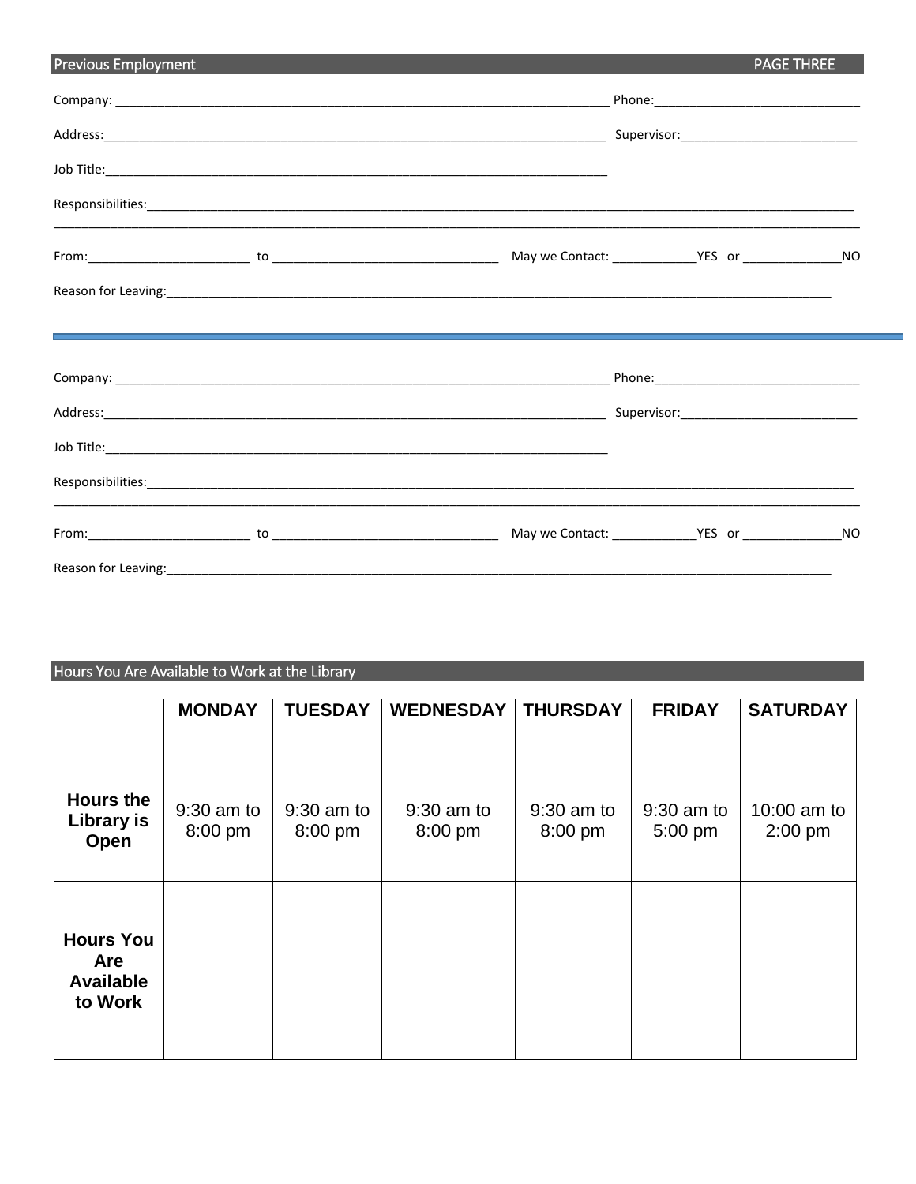## Previous Employment

Company: ___________________________________________________________________________ Phone:______________________________

Address:____________________________________________________________________________ Supervisor:__________________________

Job Title:____________________________________________________________________________

Responsibilities:__________________________________________________________________________________________________________
_______________________________________________________________________________________________________________________

From:________________________ to _________________________________ May we Contact: ____________YES or ______________NO

Reason for Leaving:________________________________________________________________________________________________________

---

Company: ___________________________________________________________________________ Phone:______________________________

Address:____________________________________________________________________________ Supervisor:__________________________

Job Title:____________________________________________________________________________

Responsibilities:__________________________________________________________________________________________________________
_______________________________________________________________________________________________________________________

From:________________________ to _________________________________ May we Contact: ____________YES or ______________NO

Reason for Leaving:________________________________________________________________________________________________________

## Hours You Are Available to Work at the Library

| | MONDAY | TUESDAY | WEDNESDAY | THURSDAY | FRIDAY | SATURDAY |
|---|---|---|---|---|---|---|
| **Hours the Library is Open** | 9:30 am to 8:00 pm | 9:30 am to 8:00 pm | 9:30 am to 8:00 pm | 9:30 am to 8:00 pm | 9:30 am to 5:00 pm | 10:00 am to 2:00 pm |
| **Hours You Are Available to Work** | | | | | | |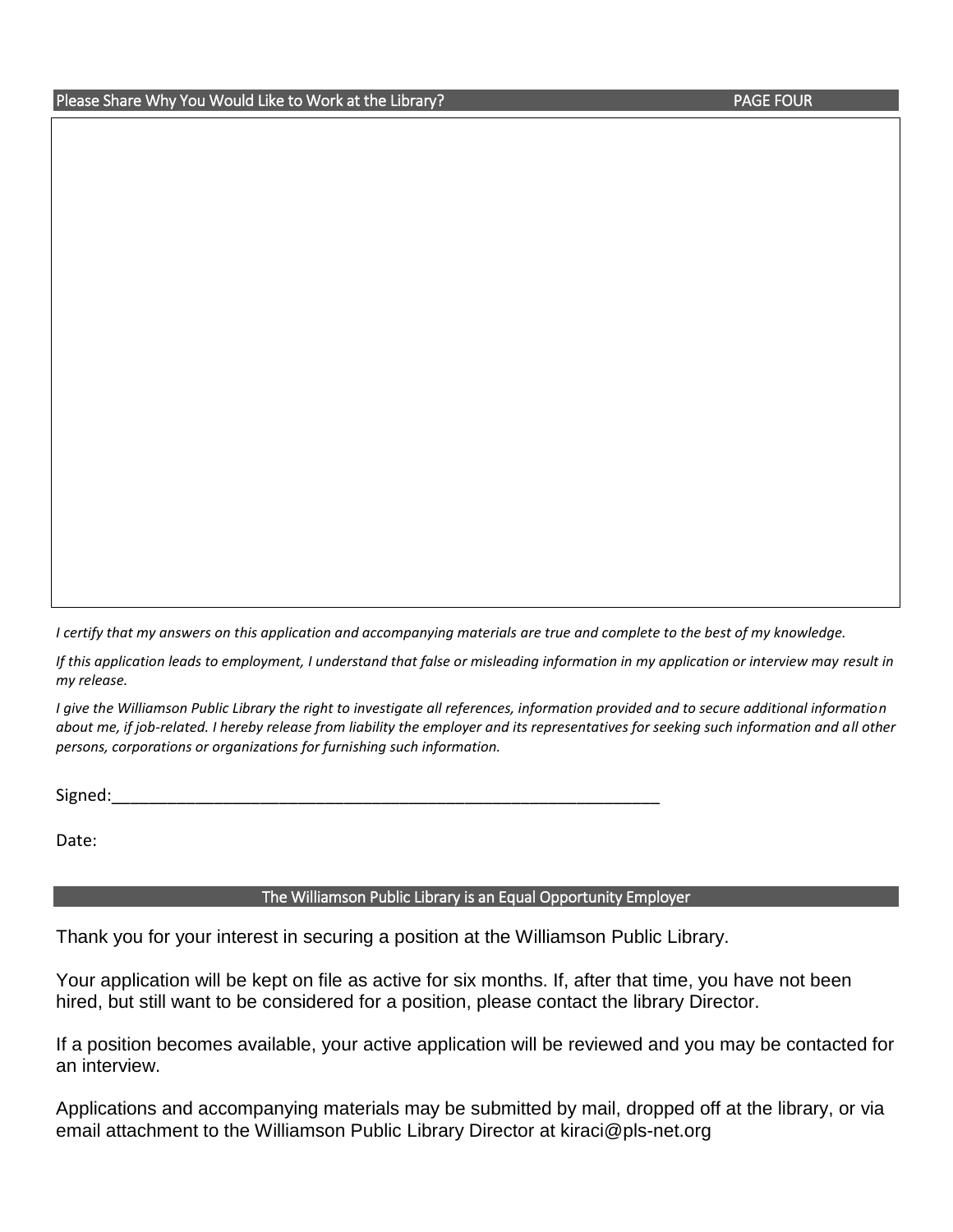## Please Share Why You Would Like to Work at the Library?

*I certify that my answers on this application and accompanying materials are true and complete to the best of my knowledge.*

*If this application leads to employment, I understand that false or misleading information in my application or interview may result in my release.*

*I give the Williamson Public Library the right to investigate all references, information provided and to secure additional information about me, if job-related. I hereby release from liability the employer and its representatives for seeking such information and all other persons, corporations or organizations for furnishing such information.*

Signed:_______________________________________________________________

Date:

## The Williamson Public Library is an Equal Opportunity Employer

Thank you for your interest in securing a position at the Williamson Public Library.

Your application will be kept on file as active for six months. If, after that time, you have not been hired, but still want to be considered for a position, please contact the library Director.

If a position becomes available, your active application will be reviewed and you may be contacted for an interview.

Applications and accompanying materials may be submitted by mail, dropped off at the library, or via email attachment to the Williamson Public Library Director at kiraci@pls-net.org